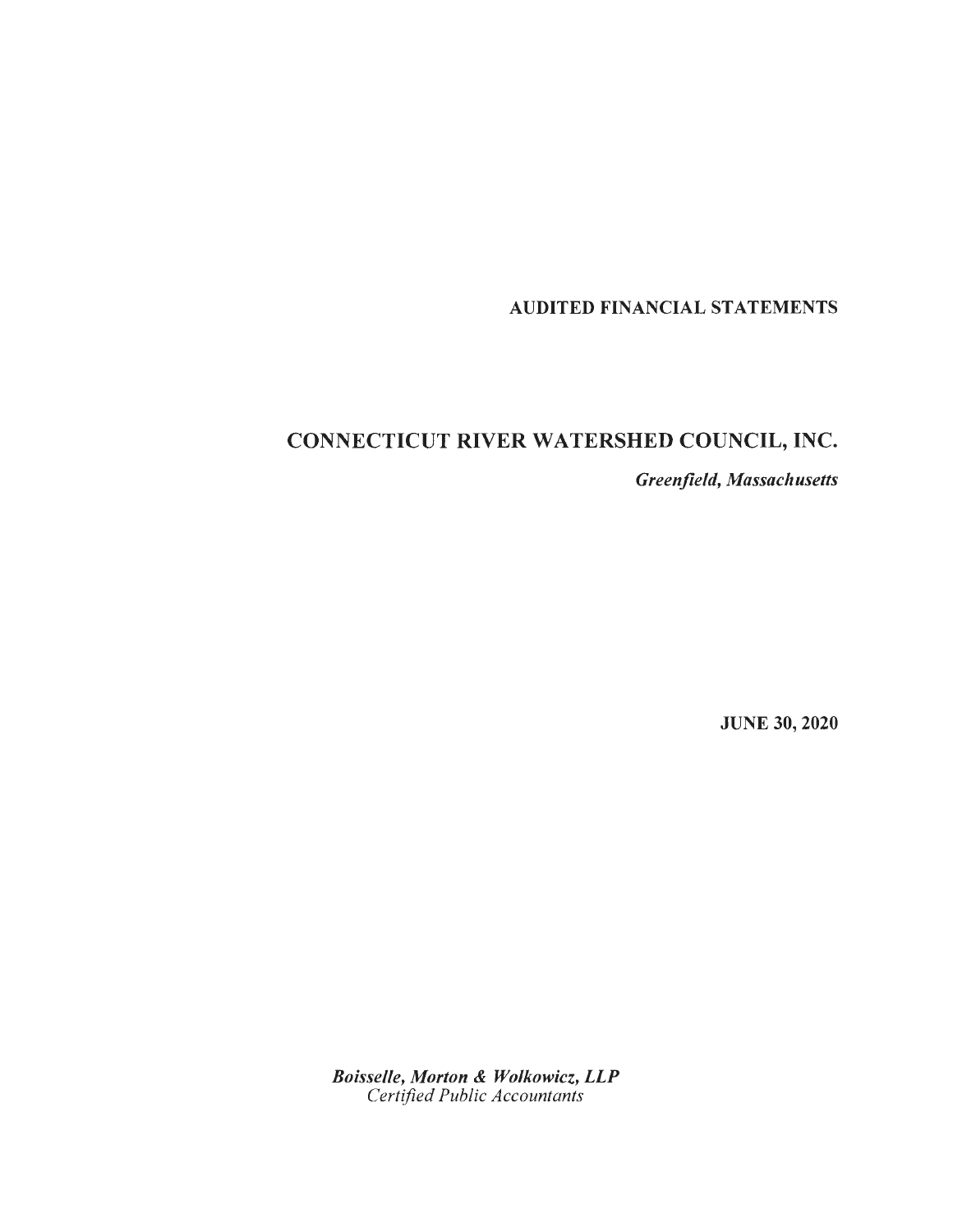**AUDITED FINANCIAL STATEMENTS**

# CONNECTICUT RIVER WATERSHED COUNCIL, INC.

***Greenfield, Massachusetts***

**JUNE 30, 2020**

***Boisselle, Morton & Wolkowicz, LLP***
*Certified Public Accountants*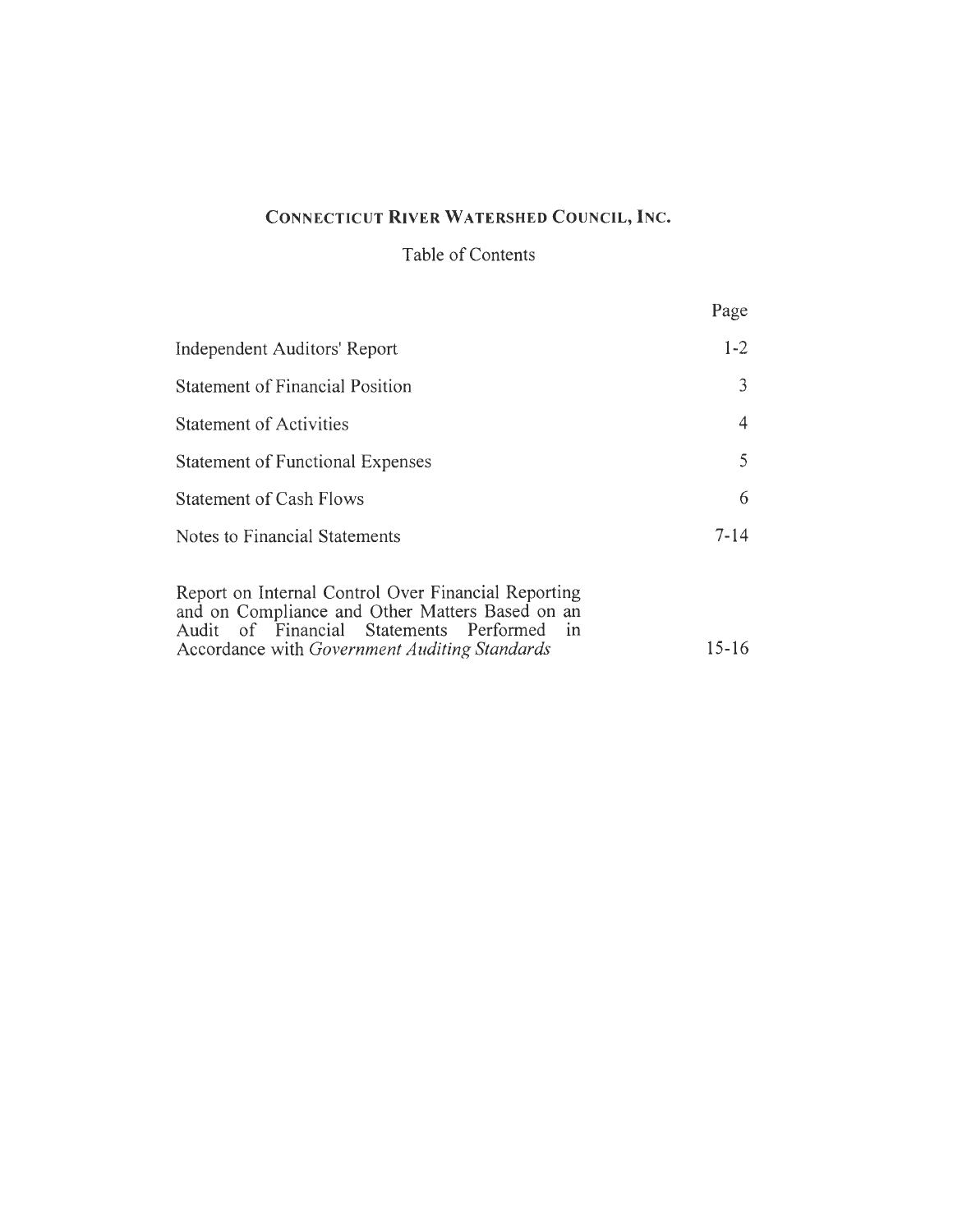# CONNECTICUT RIVER WATERSHED COUNCIL, INC.

## Table of Contents

| | Page |
|---|---|
| Independent Auditors' Report | 1-2 |
| Statement of Financial Position | 3 |
| Statement of Activities | 4 |
| Statement of Functional Expenses | 5 |
| Statement of Cash Flows | 6 |
| Notes to Financial Statements | 7-14 |
| Report on Internal Control Over Financial Reporting and on Compliance and Other Matters Based on an Audit of Financial Statements Performed in Accordance with *Government Auditing Standards* | 15-16 |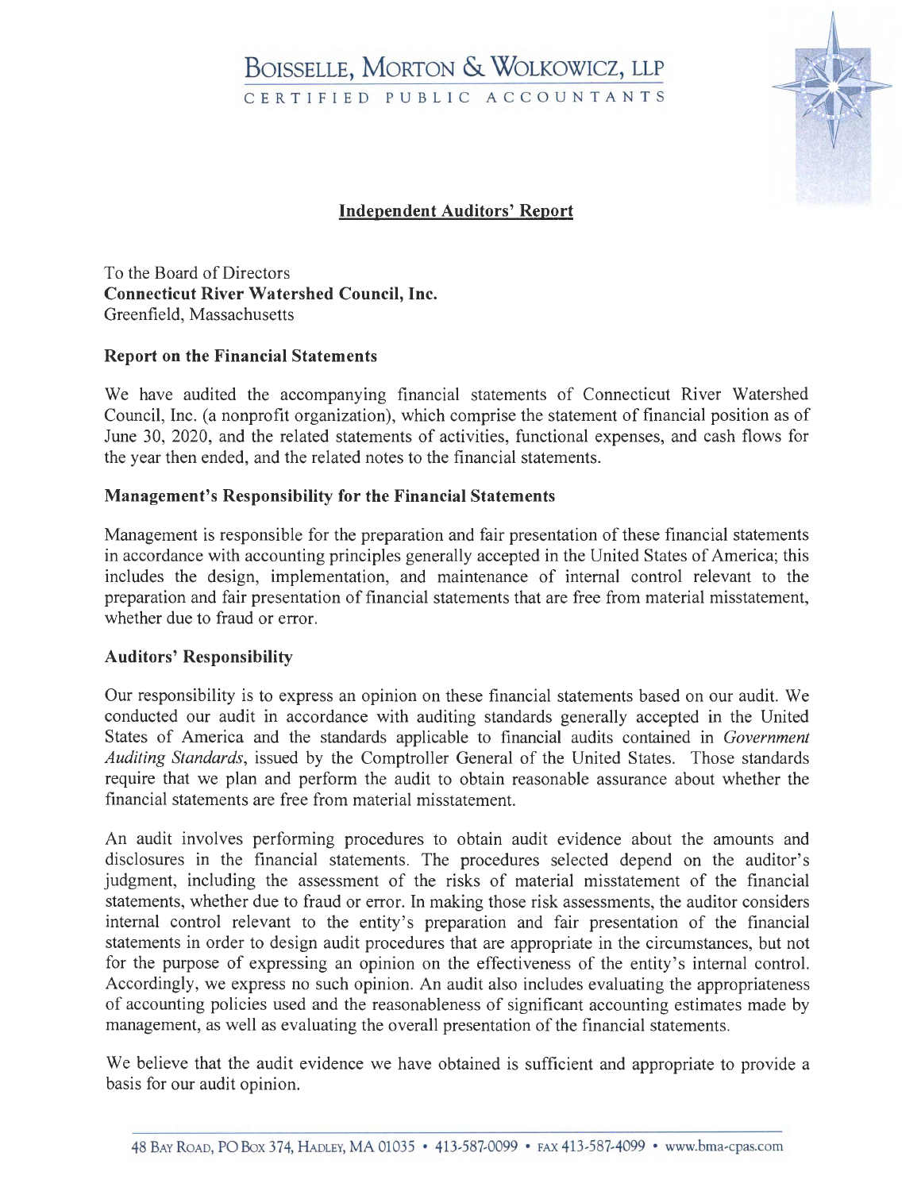# Boisselle, Morton & Wolkowicz, LLP

CERTIFIED PUBLIC ACCOUNTANTS

## Independent Auditors' Report

To the Board of Directors
**Connecticut River Watershed Council, Inc.**
Greenfield, Massachusetts

### Report on the Financial Statements

We have audited the accompanying financial statements of Connecticut River Watershed Council, Inc. (a nonprofit organization), which comprise the statement of financial position as of June 30, 2020, and the related statements of activities, functional expenses, and cash flows for the year then ended, and the related notes to the financial statements.

### Management's Responsibility for the Financial Statements

Management is responsible for the preparation and fair presentation of these financial statements in accordance with accounting principles generally accepted in the United States of America; this includes the design, implementation, and maintenance of internal control relevant to the preparation and fair presentation of financial statements that are free from material misstatement, whether due to fraud or error.

### Auditors' Responsibility

Our responsibility is to express an opinion on these financial statements based on our audit. We conducted our audit in accordance with auditing standards generally accepted in the United States of America and the standards applicable to financial audits contained in *Government Auditing Standards*, issued by the Comptroller General of the United States. Those standards require that we plan and perform the audit to obtain reasonable assurance about whether the financial statements are free from material misstatement.

An audit involves performing procedures to obtain audit evidence about the amounts and disclosures in the financial statements. The procedures selected depend on the auditor's judgment, including the assessment of the risks of material misstatement of the financial statements, whether due to fraud or error. In making those risk assessments, the auditor considers internal control relevant to the entity's preparation and fair presentation of the financial statements in order to design audit procedures that are appropriate in the circumstances, but not for the purpose of expressing an opinion on the effectiveness of the entity's internal control. Accordingly, we express no such opinion. An audit also includes evaluating the appropriateness of accounting policies used and the reasonableness of significant accounting estimates made by management, as well as evaluating the overall presentation of the financial statements.

We believe that the audit evidence we have obtained is sufficient and appropriate to provide a basis for our audit opinion.

48 Bay Road, PO Box 374, Hadley, MA 01035 • 413-587-0099 • fax 413-587-4099 • www.bma-cpas.com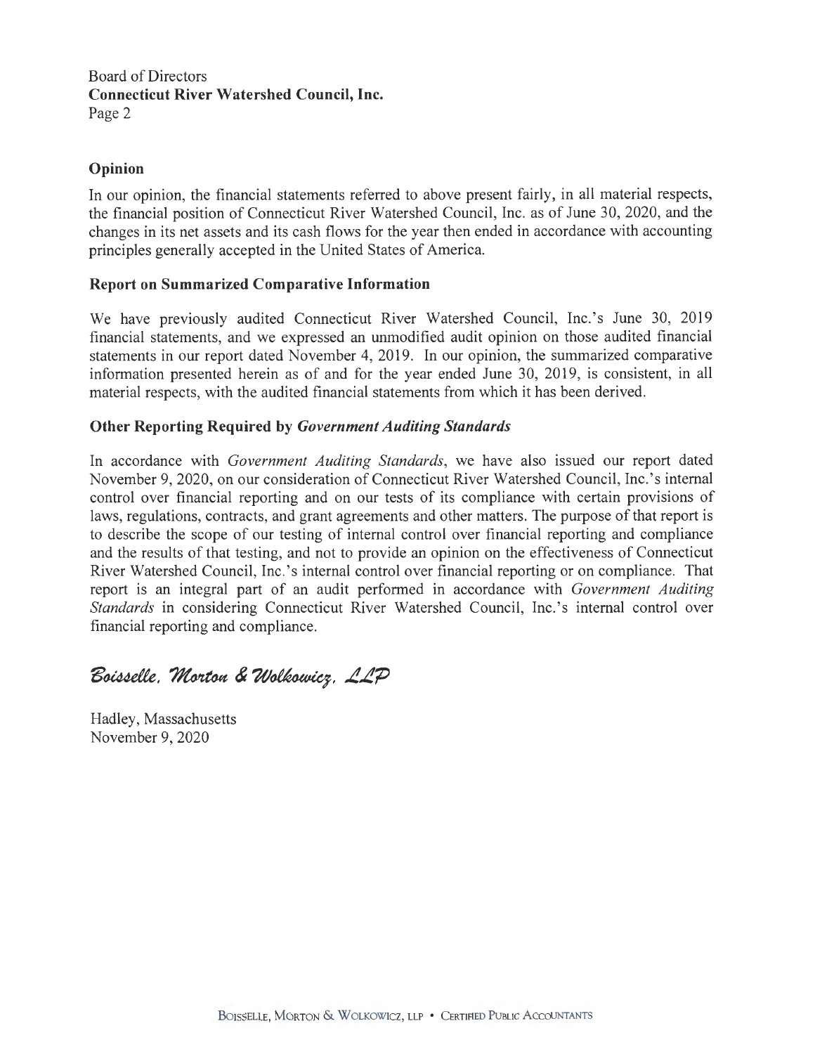Board of Directors
**Connecticut River Watershed Council, Inc.**
Page 2

## Opinion

In our opinion, the financial statements referred to above present fairly, in all material respects, the financial position of Connecticut River Watershed Council, Inc. as of June 30, 2020, and the changes in its net assets and its cash flows for the year then ended in accordance with accounting principles generally accepted in the United States of America.

## Report on Summarized Comparative Information

We have previously audited Connecticut River Watershed Council, Inc.'s June 30, 2019 financial statements, and we expressed an unmodified audit opinion on those audited financial statements in our report dated November 4, 2019. In our opinion, the summarized comparative information presented herein as of and for the year ended June 30, 2019, is consistent, in all material respects, with the audited financial statements from which it has been derived.

## Other Reporting Required by *Government Auditing Standards*

In accordance with *Government Auditing Standards*, we have also issued our report dated November 9, 2020, on our consideration of Connecticut River Watershed Council, Inc.'s internal control over financial reporting and on our tests of its compliance with certain provisions of laws, regulations, contracts, and grant agreements and other matters. The purpose of that report is to describe the scope of our testing of internal control over financial reporting and compliance and the results of that testing, and not to provide an opinion on the effectiveness of Connecticut River Watershed Council, Inc.'s internal control over financial reporting or on compliance. That report is an integral part of an audit performed in accordance with *Government Auditing Standards* in considering Connecticut River Watershed Council, Inc.'s internal control over financial reporting and compliance.

*Boisselle, Morton & Wolkowicz, LLP*

Hadley, Massachusetts
November 9, 2020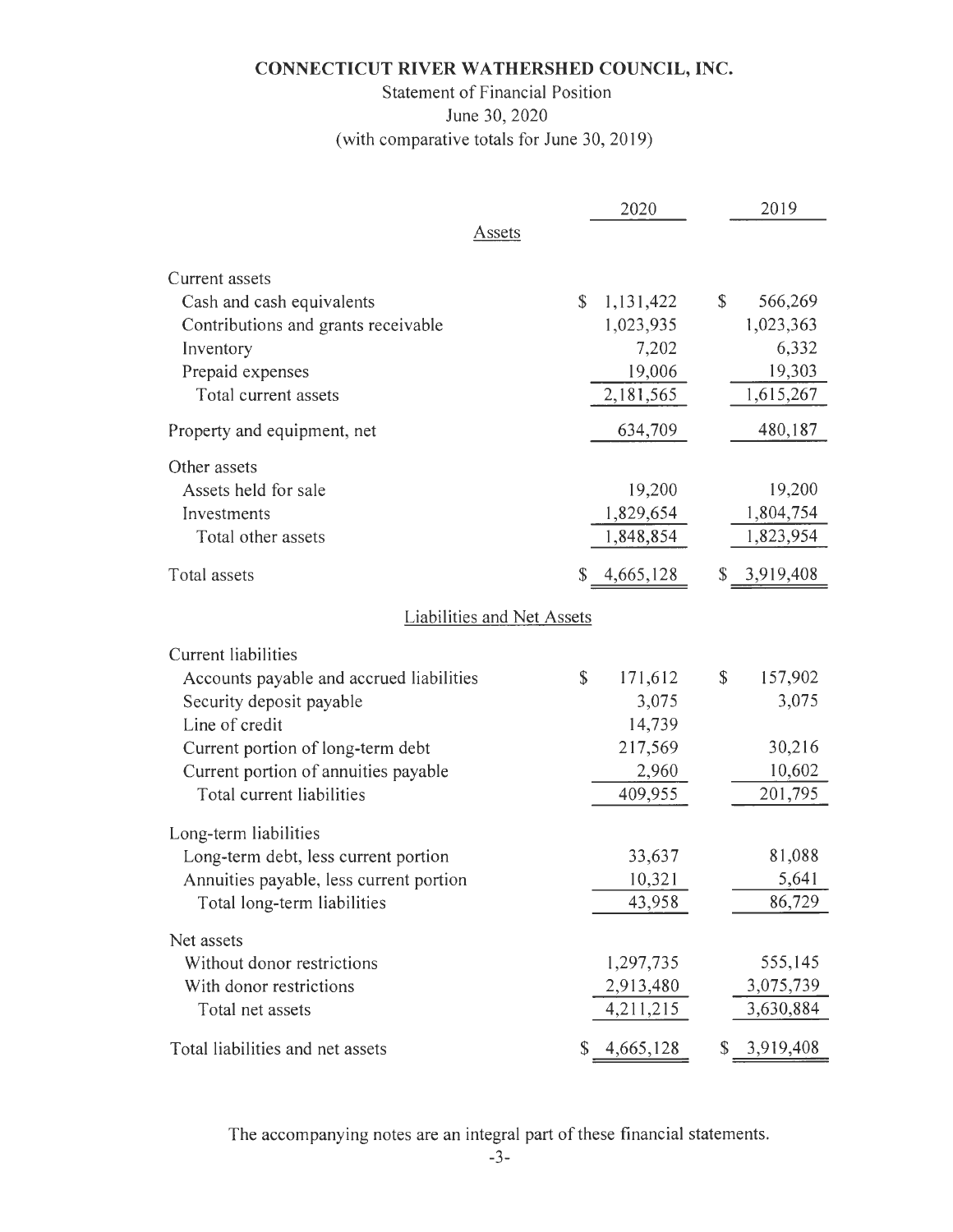# CONNECTICUT RIVER WATHERSHED COUNCIL, INC.

Statement of Financial Position
June 30, 2020
(with comparative totals for June 30, 2019)

| | 2020 | 2019 |
|---|---|---|
| **Assets** | | |
| Current assets | | |
| Cash and cash equivalents | $ 1,131,422 | $ 566,269 |
| Contributions and grants receivable | 1,023,935 | 1,023,363 |
| Inventory | 7,202 | 6,332 |
| Prepaid expenses | 19,006 | 19,303 |
| Total current assets | 2,181,565 | 1,615,267 |
| Property and equipment, net | 634,709 | 480,187 |
| Other assets | | |
| Assets held for sale | 19,200 | 19,200 |
| Investments | 1,829,654 | 1,804,754 |
| Total other assets | 1,848,854 | 1,823,954 |
| Total assets | $ 4,665,128 | $ 3,919,408 |
| **Liabilities and Net Assets** | | |
| Current liabilities | | |
| Accounts payable and accrued liabilities | $ 171,612 | $ 157,902 |
| Security deposit payable | 3,075 | 3,075 |
| Line of credit | 14,739 | |
| Current portion of long-term debt | 217,569 | 30,216 |
| Current portion of annuities payable | 2,960 | 10,602 |
| Total current liabilities | 409,955 | 201,795 |
| Long-term liabilities | | |
| Long-term debt, less current portion | 33,637 | 81,088 |
| Annuities payable, less current portion | 10,321 | 5,641 |
| Total long-term liabilities | 43,958 | 86,729 |
| Net assets | | |
| Without donor restrictions | 1,297,735 | 555,145 |
| With donor restrictions | 2,913,480 | 3,075,739 |
| Total net assets | 4,211,215 | 3,630,884 |
| Total liabilities and net assets | $ 4,665,128 | $ 3,919,408 |

The accompanying notes are an integral part of these financial statements.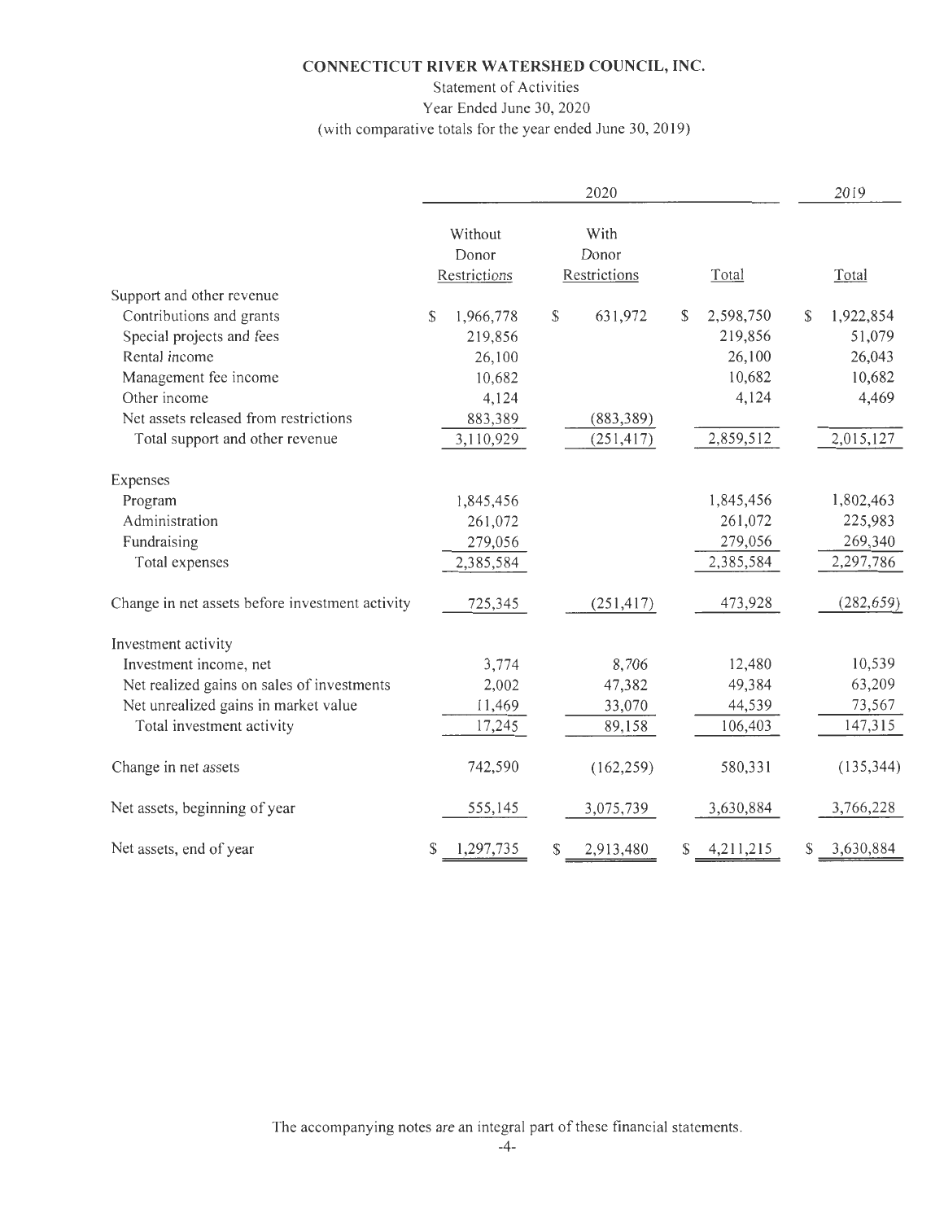# CONNECTICUT RIVER WATERSHED COUNCIL, INC.

Statement of Activities
Year Ended June 30, 2020
(with comparative totals for the year ended June 30, 2019)

| | 2020 | | | 2019 |
|---|---|---|---|---|
| | Without Donor Restrictions | With Donor Restrictions | Total | Total |
| **Support and other revenue** | | | | |
| Contributions and grants | $ 1,966,778 | $ 631,972 | $ 2,598,750 | $ 1,922,854 |
| Special projects and fees | 219,856 | | 219,856 | 51,079 |
| Rental income | 26,100 | | 26,100 | 26,043 |
| Management fee income | 10,682 | | 10,682 | 10,682 |
| Other income | 4,124 | | 4,124 | 4,469 |
| Net assets released from restrictions | 883,389 | (883,389) | | |
| Total support and other revenue | 3,110,929 | (251,417) | 2,859,512 | 2,015,127 |
| **Expenses** | | | | |
| Program | 1,845,456 | | 1,845,456 | 1,802,463 |
| Administration | 261,072 | | 261,072 | 225,983 |
| Fundraising | 279,056 | | 279,056 | 269,340 |
| Total expenses | 2,385,584 | | 2,385,584 | 2,297,786 |
| Change in net assets before investment activity | 725,345 | (251,417) | 473,928 | (282,659) |
| **Investment activity** | | | | |
| Investment income, net | 3,774 | 8,706 | 12,480 | 10,539 |
| Net realized gains on sales of investments | 2,002 | 47,382 | 49,384 | 63,209 |
| Net unrealized gains in market value | 11,469 | 33,070 | 44,539 | 73,567 |
| Total investment activity | 17,245 | 89,158 | 106,403 | 147,315 |
| Change in net assets | 742,590 | (162,259) | 580,331 | (135,344) |
| Net assets, beginning of year | 555,145 | 3,075,739 | 3,630,884 | 3,766,228 |
| Net assets, end of year | $ 1,297,735 | $ 2,913,480 | $ 4,211,215 | $ 3,630,884 |

The accompanying notes are an integral part of these financial statements.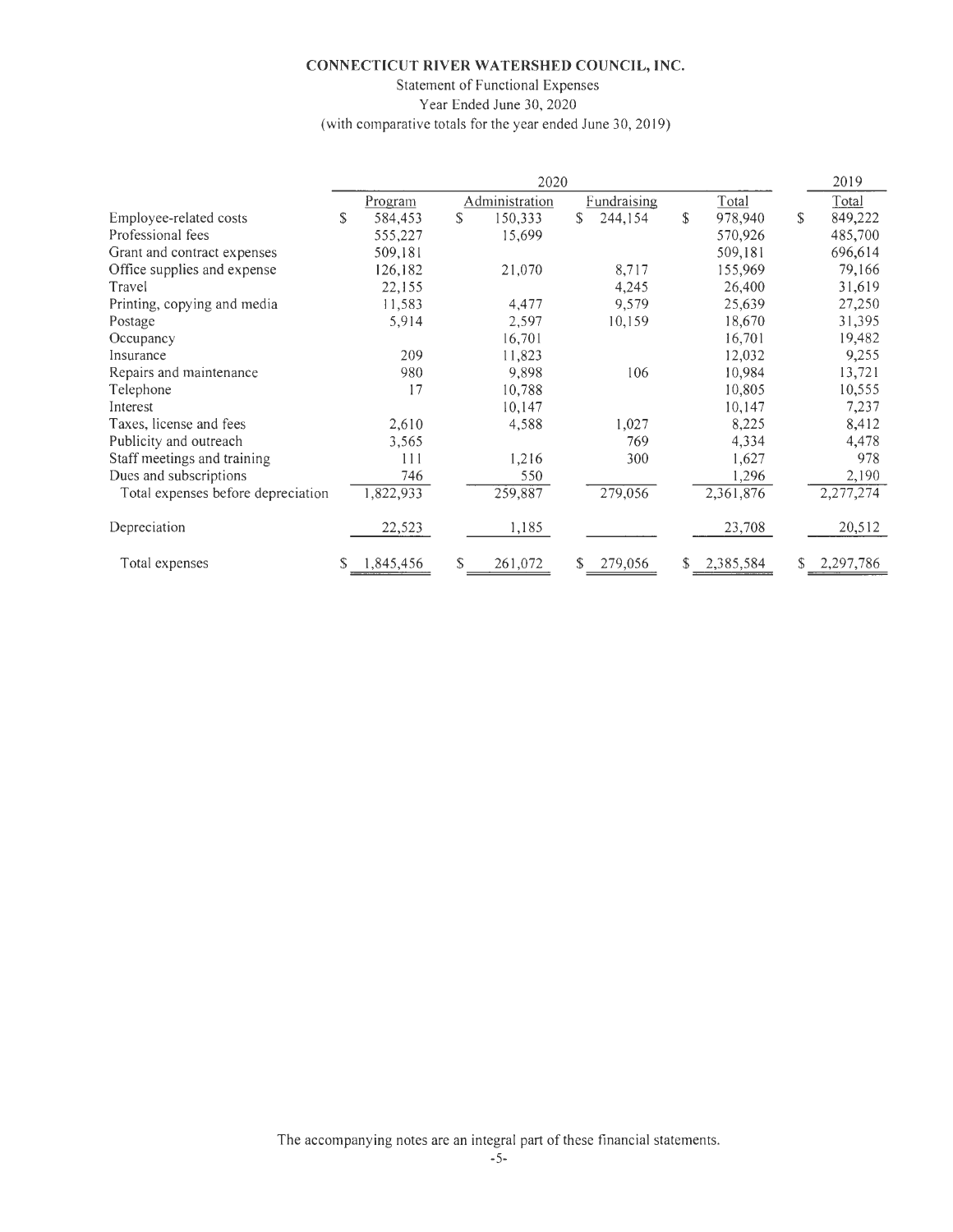**CONNECTICUT RIVER WATERSHED COUNCIL, INC.**

Statement of Functional Expenses

Year Ended June 30, 2020

(with comparative totals for the year ended June 30, 2019)

| | 2020 | | | | 2019 |
|---|---|---|---|---|---|
| | Program | Administration | Fundraising | Total | Total |
| Employee-related costs | $ 584,453 | $ 150,333 | $ 244,154 | $ 978,940 | $ 849,222 |
| Professional fees | 555,227 | 15,699 | | 570,926 | 485,700 |
| Grant and contract expenses | 509,181 | | | 509,181 | 696,614 |
| Office supplies and expense | 126,182 | 21,070 | 8,717 | 155,969 | 79,166 |
| Travel | 22,155 | | 4,245 | 26,400 | 31,619 |
| Printing, copying and media | 11,583 | 4,477 | 9,579 | 25,639 | 27,250 |
| Postage | 5,914 | 2,597 | 10,159 | 18,670 | 31,395 |
| Occupancy | | 16,701 | | 16,701 | 19,482 |
| Insurance | 209 | 11,823 | | 12,032 | 9,255 |
| Repairs and maintenance | 980 | 9,898 | 106 | 10,984 | 13,721 |
| Telephone | 17 | 10,788 | | 10,805 | 10,555 |
| Interest | | 10,147 | | 10,147 | 7,237 |
| Taxes, license and fees | 2,610 | 4,588 | 1,027 | 8,225 | 8,412 |
| Publicity and outreach | 3,565 | | 769 | 4,334 | 4,478 |
| Staff meetings and training | 111 | 1,216 | 300 | 1,627 | 978 |
| Dues and subscriptions | 746 | 550 | | 1,296 | 2,190 |
| Total expenses before depreciation | 1,822,933 | 259,887 | 279,056 | 2,361,876 | 2,277,274 |
| Depreciation | 22,523 | 1,185 | | 23,708 | 20,512 |
| Total expenses | $ 1,845,456 | $ 261,072 | $ 279,056 | $ 2,385,584 | $ 2,297,786 |

The accompanying notes are an integral part of these financial statements.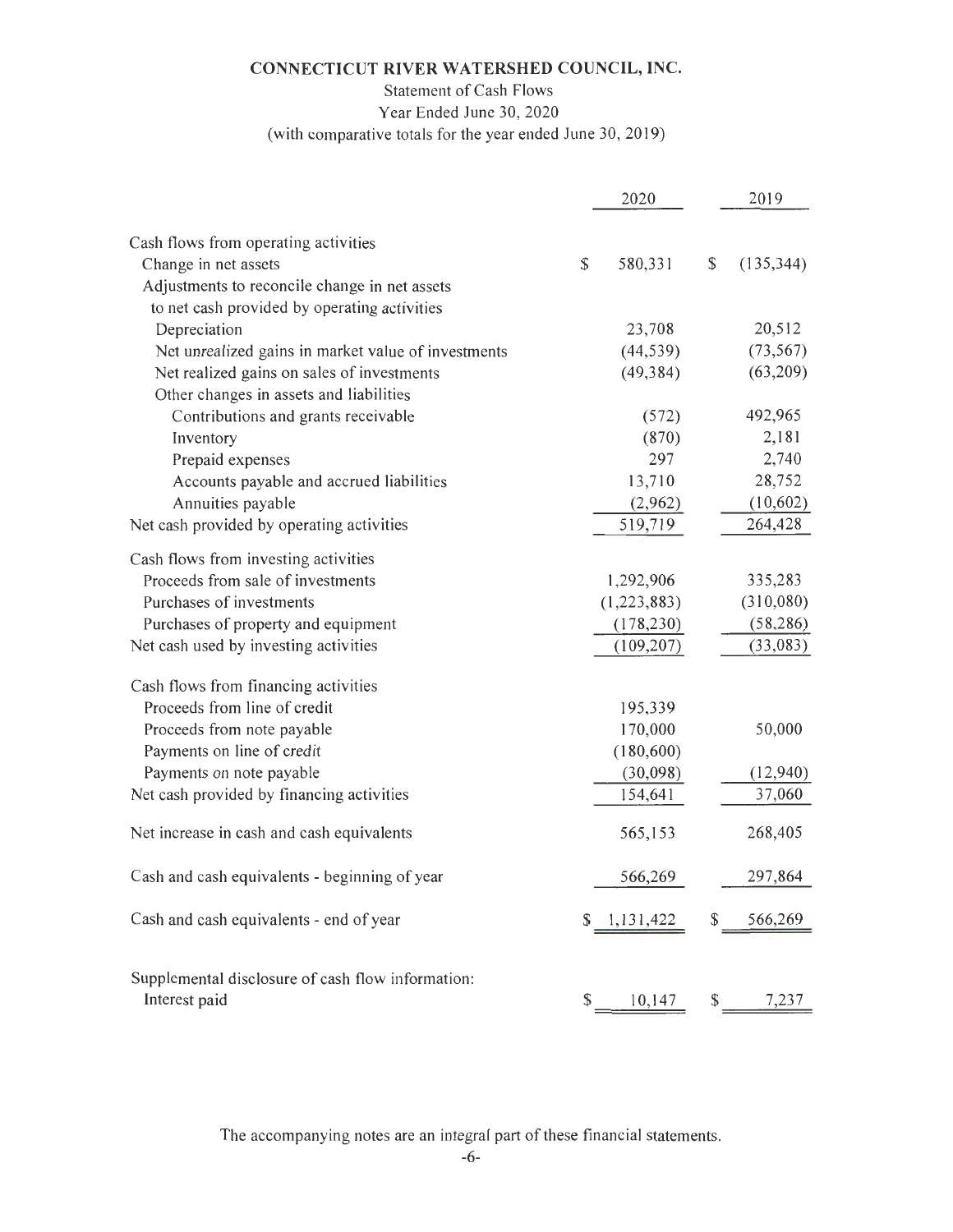# CONNECTICUT RIVER WATERSHED COUNCIL, INC.

Statement of Cash Flows
Year Ended June 30, 2020
(with comparative totals for the year ended June 30, 2019)

| | 2020 | 2019 |
|---|---|---|
| Cash flows from operating activities | | |
| Change in net assets | $ 580,331 | $ (135,344) |
| Adjustments to reconcile change in net assets to net cash provided by operating activities | | |
| Depreciation | 23,708 | 20,512 |
| Net unrealized gains in market value of investments | (44,539) | (73,567) |
| Net realized gains on sales of investments | (49,384) | (63,209) |
| Other changes in assets and liabilities | | |
| Contributions and grants receivable | (572) | 492,965 |
| Inventory | (870) | 2,181 |
| Prepaid expenses | 297 | 2,740 |
| Accounts payable and accrued liabilities | 13,710 | 28,752 |
| Annuities payable | (2,962) | (10,602) |
| Net cash provided by operating activities | 519,719 | 264,428 |
| Cash flows from investing activities | | |
| Proceeds from sale of investments | 1,292,906 | 335,283 |
| Purchases of investments | (1,223,883) | (310,080) |
| Purchases of property and equipment | (178,230) | (58,286) |
| Net cash used by investing activities | (109,207) | (33,083) |
| Cash flows from financing activities | | |
| Proceeds from line of credit | 195,339 | |
| Proceeds from note payable | 170,000 | 50,000 |
| Payments on line of credit | (180,600) | |
| Payments on note payable | (30,098) | (12,940) |
| Net cash provided by financing activities | 154,641 | 37,060 |
| Net increase in cash and cash equivalents | 565,153 | 268,405 |
| Cash and cash equivalents - beginning of year | 566,269 | 297,864 |
| Cash and cash equivalents - end of year | $ 1,131,422 | $ 566,269 |
| Supplemental disclosure of cash flow information: | | |
| Interest paid | $ 10,147 | $ 7,237 |

The accompanying notes are an integral part of these financial statements.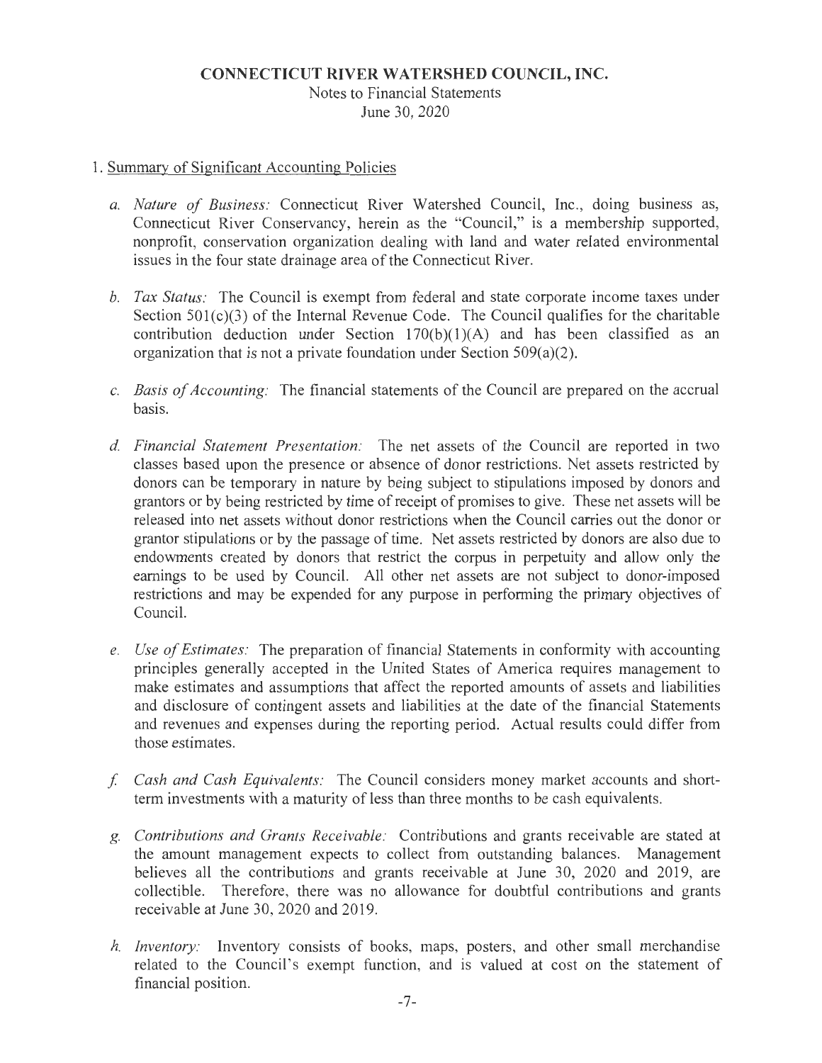# CONNECTICUT RIVER WATERSHED COUNCIL, INC.

Notes to Financial Statements

June 30, 2020

1. Summary of Significant Accounting Policies

   a. *Nature of Business:* Connecticut River Watershed Council, Inc., doing business as, Connecticut River Conservancy, herein as the "Council," is a membership supported, nonprofit, conservation organization dealing with land and water related environmental issues in the four state drainage area of the Connecticut River.

   b. *Tax Status:* The Council is exempt from federal and state corporate income taxes under Section 501(c)(3) of the Internal Revenue Code. The Council qualifies for the charitable contribution deduction under Section 170(b)(1)(A) and has been classified as an organization that is not a private foundation under Section 509(a)(2).

   c. *Basis of Accounting:* The financial statements of the Council are prepared on the accrual basis.

   d. *Financial Statement Presentation:* The net assets of the Council are reported in two classes based upon the presence or absence of donor restrictions. Net assets restricted by donors can be temporary in nature by being subject to stipulations imposed by donors and grantors or by being restricted by time of receipt of promises to give. These net assets will be released into net assets without donor restrictions when the Council carries out the donor or grantor stipulations or by the passage of time. Net assets restricted by donors are also due to endowments created by donors that restrict the corpus in perpetuity and allow only the earnings to be used by Council. All other net assets are not subject to donor-imposed restrictions and may be expended for any purpose in performing the primary objectives of Council.

   e. *Use of Estimates:* The preparation of financial Statements in conformity with accounting principles generally accepted in the United States of America requires management to make estimates and assumptions that affect the reported amounts of assets and liabilities and disclosure of contingent assets and liabilities at the date of the financial Statements and revenues and expenses during the reporting period. Actual results could differ from those estimates.

   f. *Cash and Cash Equivalents:* The Council considers money market accounts and short-term investments with a maturity of less than three months to be cash equivalents.

   g. *Contributions and Grants Receivable:* Contributions and grants receivable are stated at the amount management expects to collect from outstanding balances. Management believes all the contributions and grants receivable at June 30, 2020 and 2019, are collectible. Therefore, there was no allowance for doubtful contributions and grants receivable at June 30, 2020 and 2019.

   h. *Inventory:* Inventory consists of books, maps, posters, and other small merchandise related to the Council's exempt function, and is valued at cost on the statement of financial position.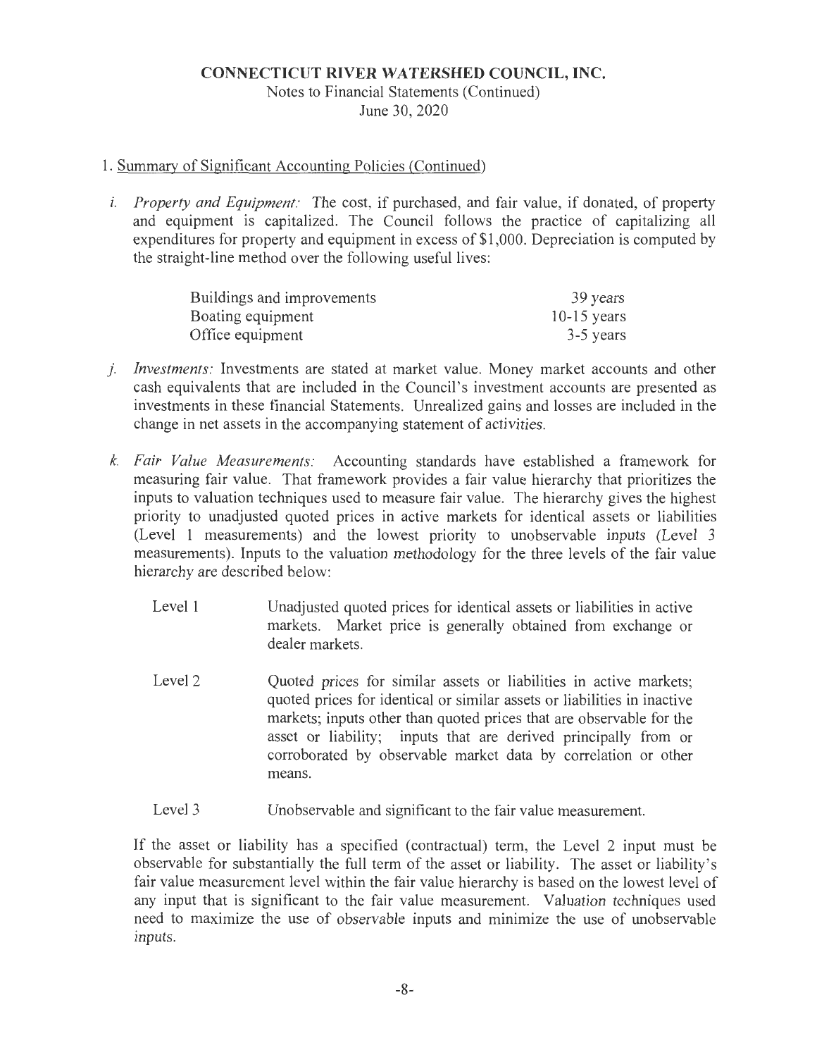**CONNECTICUT RIVER WATERSHED COUNCIL, INC.**
Notes to Financial Statements (Continued)
June 30, 2020

1. Summary of Significant Accounting Policies (Continued)

i. *Property and Equipment:* The cost, if purchased, and fair value, if donated, of property and equipment is capitalized. The Council follows the practice of capitalizing all expenditures for property and equipment in excess of $1,000. Depreciation is computed by the straight-line method over the following useful lives:

| | |
|---|---|
| Buildings and improvements | 39 years |
| Boating equipment | 10-15 years |
| Office equipment | 3-5 years |

j. *Investments:* Investments are stated at market value. Money market accounts and other cash equivalents that are included in the Council's investment accounts are presented as investments in these financial Statements. Unrealized gains and losses are included in the change in net assets in the accompanying statement of activities.

k. *Fair Value Measurements:* Accounting standards have established a framework for measuring fair value. That framework provides a fair value hierarchy that prioritizes the inputs to valuation techniques used to measure fair value. The hierarchy gives the highest priority to unadjusted quoted prices in active markets for identical assets or liabilities (Level 1 measurements) and the lowest priority to unobservable inputs (Level 3 measurements). Inputs to the valuation methodology for the three levels of the fair value hierarchy are described below:

| | |
|---|---|
| Level 1 | Unadjusted quoted prices for identical assets or liabilities in active markets. Market price is generally obtained from exchange or dealer markets. |
| Level 2 | Quoted prices for similar assets or liabilities in active markets; quoted prices for identical or similar assets or liabilities in inactive markets; inputs other than quoted prices that are observable for the asset or liability; inputs that are derived principally from or corroborated by observable market data by correlation or other means. |
| Level 3 | Unobservable and significant to the fair value measurement. |

If the asset or liability has a specified (contractual) term, the Level 2 input must be observable for substantially the full term of the asset or liability. The asset or liability's fair value measurement level within the fair value hierarchy is based on the lowest level of any input that is significant to the fair value measurement. Valuation techniques used need to maximize the use of observable inputs and minimize the use of unobservable inputs.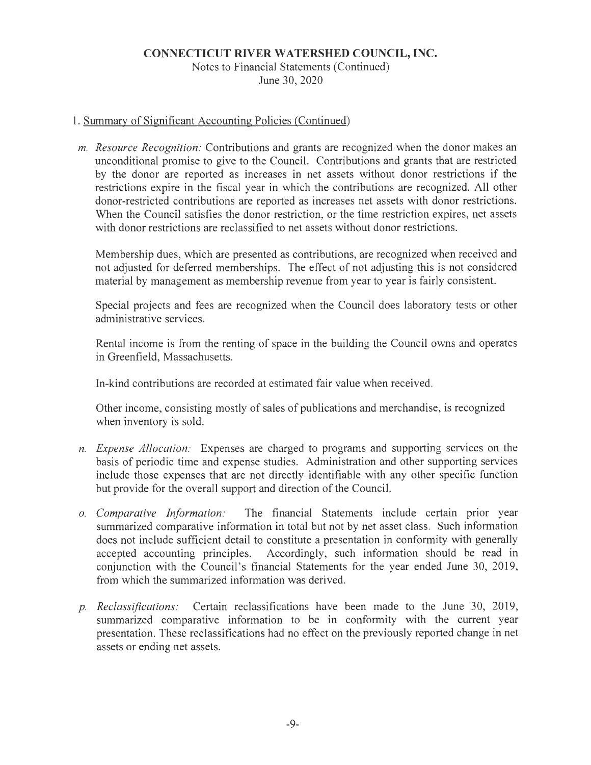## CONNECTICUT RIVER WATERSHED COUNCIL, INC.

Notes to Financial Statements (Continued)
June 30, 2020

1. Summary of Significant Accounting Policies (Continued)

m. *Resource Recognition:* Contributions and grants are recognized when the donor makes an unconditional promise to give to the Council. Contributions and grants that are restricted by the donor are reported as increases in net assets without donor restrictions if the restrictions expire in the fiscal year in which the contributions are recognized. All other donor-restricted contributions are reported as increases net assets with donor restrictions. When the Council satisfies the donor restriction, or the time restriction expires, net assets with donor restrictions are reclassified to net assets without donor restrictions.

   Membership dues, which are presented as contributions, are recognized when received and not adjusted for deferred memberships. The effect of not adjusting this is not considered material by management as membership revenue from year to year is fairly consistent.

   Special projects and fees are recognized when the Council does laboratory tests or other administrative services.

   Rental income is from the renting of space in the building the Council owns and operates in Greenfield, Massachusetts.

   In-kind contributions are recorded at estimated fair value when received.

   Other income, consisting mostly of sales of publications and merchandise, is recognized when inventory is sold.

n. *Expense Allocation:* Expenses are charged to programs and supporting services on the basis of periodic time and expense studies. Administration and other supporting services include those expenses that are not directly identifiable with any other specific function but provide for the overall support and direction of the Council.

o. *Comparative Information:* The financial Statements include certain prior year summarized comparative information in total but not by net asset class. Such information does not include sufficient detail to constitute a presentation in conformity with generally accepted accounting principles. Accordingly, such information should be read in conjunction with the Council's financial Statements for the year ended June 30, 2019, from which the summarized information was derived.

p. *Reclassifications:* Certain reclassifications have been made to the June 30, 2019, summarized comparative information to be in conformity with the current year presentation. These reclassifications had no effect on the previously reported change in net assets or ending net assets.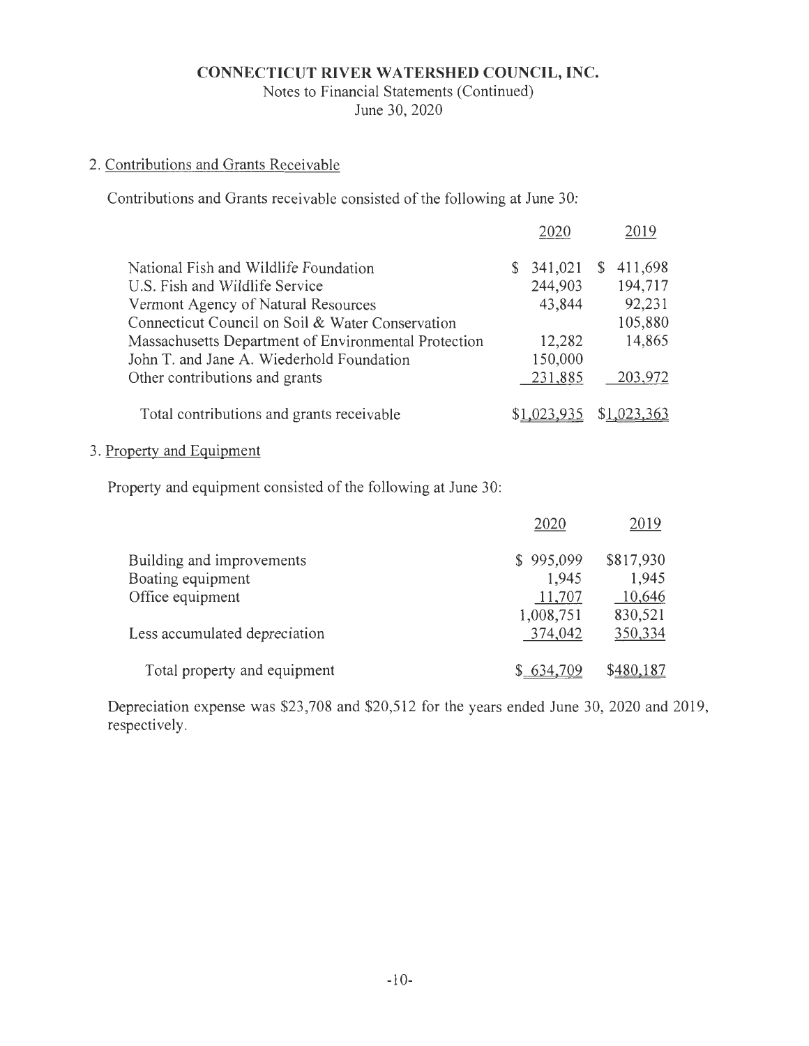**CONNECTICUT RIVER WATERSHED COUNCIL, INC.**

Notes to Financial Statements (Continued)

June 30, 2020

2. Contributions and Grants Receivable

Contributions and Grants receivable consisted of the following at June 30:

| | 2020 | 2019 |
|---|---|---|
| National Fish and Wildlife Foundation | $ 341,021 | $ 411,698 |
| U.S. Fish and Wildlife Service | 244,903 | 194,717 |
| Vermont Agency of Natural Resources | 43,844 | 92,231 |
| Connecticut Council on Soil & Water Conservation | | 105,880 |
| Massachusetts Department of Environmental Protection | 12,282 | 14,865 |
| John T. and Jane A. Wiederhold Foundation | 150,000 | |
| Other contributions and grants | 231,885 | 203,972 |
| Total contributions and grants receivable | $1,023,935 | $1,023,363 |

3. Property and Equipment

Property and equipment consisted of the following at June 30:

| | 2020 | 2019 |
|---|---|---|
| Building and improvements | $ 995,099 | $817,930 |
| Boating equipment | 1,945 | 1,945 |
| Office equipment | 11,707 | 10,646 |
| | 1,008,751 | 830,521 |
| Less accumulated depreciation | 374,042 | 350,334 |
| Total property and equipment | $ 634,709 | $480,187 |

Depreciation expense was $23,708 and $20,512 for the years ended June 30, 2020 and 2019, respectively.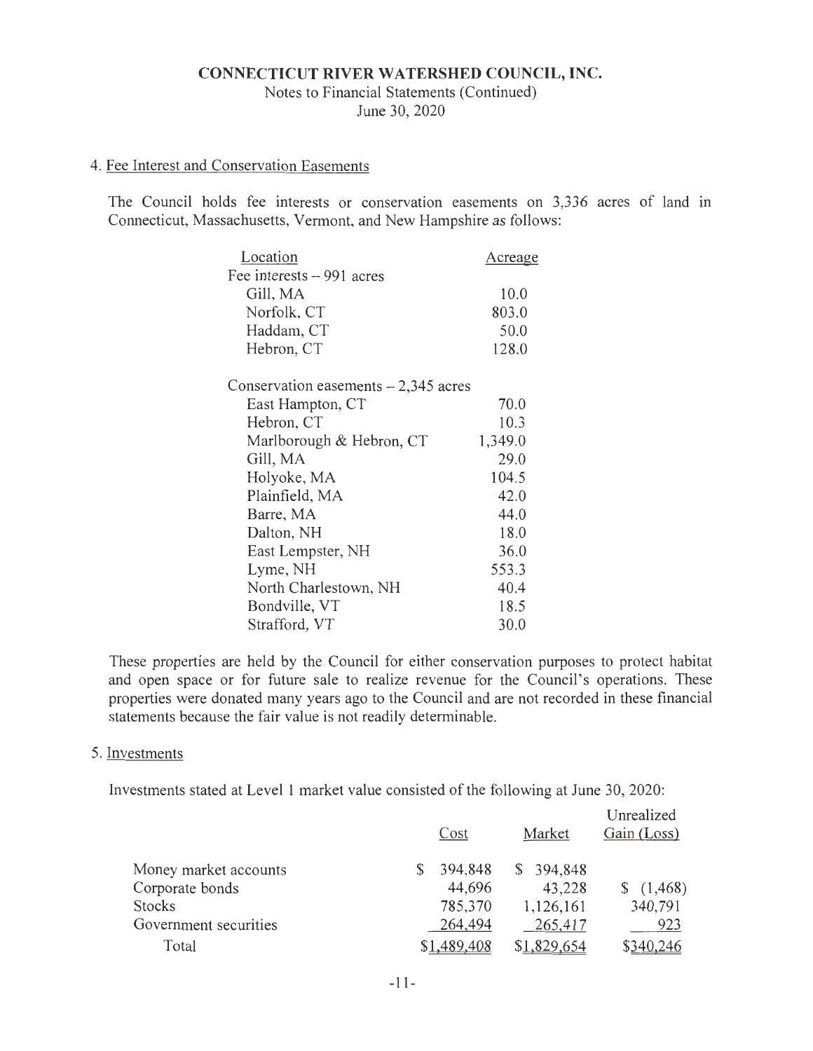**CONNECTICUT RIVER WATERSHED COUNCIL, INC.**
Notes to Financial Statements (Continued)
June 30, 2020

4. Fee Interest and Conservation Easements

The Council holds fee interests or conservation easements on 3,336 acres of land in Connecticut, Massachusetts, Vermont, and New Hampshire as follows:

| Location | Acreage |
|---|---|
| Fee interests – 991 acres | |
| Gill, MA | 10.0 |
| Norfolk, CT | 803.0 |
| Haddam, CT | 50.0 |
| Hebron, CT | 128.0 |
| | |
| Conservation easements – 2,345 acres | |
| East Hampton, CT | 70.0 |
| Hebron, CT | 10.3 |
| Marlborough & Hebron, CT | 1,349.0 |
| Gill, MA | 29.0 |
| Holyoke, MA | 104.5 |
| Plainfield, MA | 42.0 |
| Barre, MA | 44.0 |
| Dalton, NH | 18.0 |
| East Lempster, NH | 36.0 |
| Lyme, NH | 553.3 |
| North Charlestown, NH | 40.4 |
| Bondville, VT | 18.5 |
| Strafford, VT | 30.0 |

These properties are held by the Council for either conservation purposes to protect habitat and open space or for future sale to realize revenue for the Council's operations. These properties were donated many years ago to the Council and are not recorded in these financial statements because the fair value is not readily determinable.

5. Investments

Investments stated at Level 1 market value consisted of the following at June 30, 2020:

| | Cost | Market | Unrealized Gain (Loss) |
|---|---|---|---|
| Money market accounts | $ 394,848 | $ 394,848 | |
| Corporate bonds | 44,696 | 43,228 | $ (1,468) |
| Stocks | 785,370 | 1,126,161 | 340,791 |
| Government securities | 264,494 | 265,417 | 923 |
| Total | $1,489,408 | $1,829,654 | $340,246 |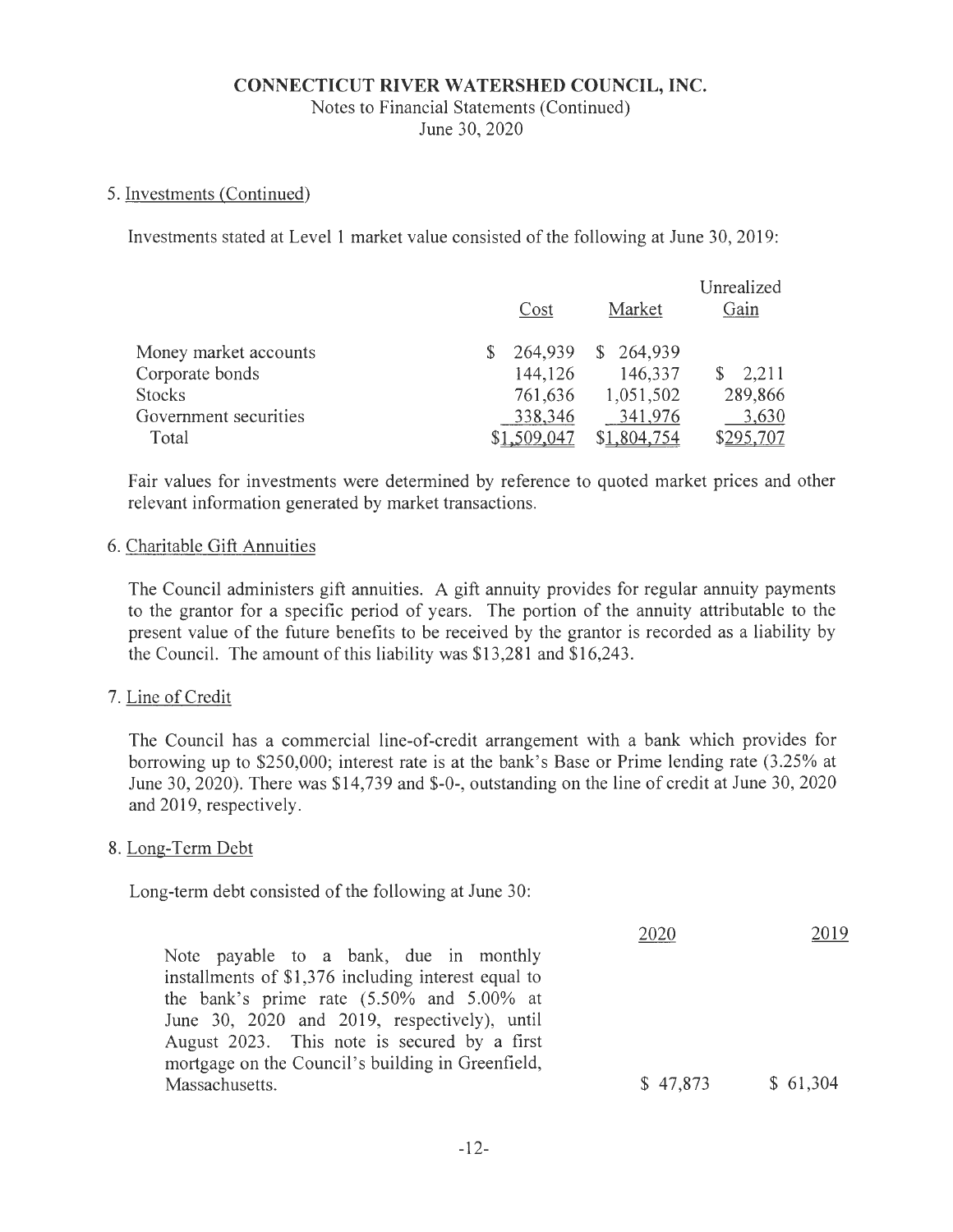## 5. Investments (Continued)

Investments stated at Level 1 market value consisted of the following at June 30, 2019:

| | Cost | Market | Unrealized Gain |
|---|---|---|---|
| Money market accounts | $ 264,939 | $ 264,939 | |
| Corporate bonds | 144,126 | 146,337 | $ 2,211 |
| Stocks | 761,636 | 1,051,502 | 289,866 |
| Government securities | 338,346 | 341,976 | 3,630 |
| Total | $1,509,047 | $1,804,754 | $295,707 |

Fair values for investments were determined by reference to quoted market prices and other relevant information generated by market transactions.

## 6. Charitable Gift Annuities

The Council administers gift annuities. A gift annuity provides for regular annuity payments to the grantor for a specific period of years. The portion of the annuity attributable to the present value of the future benefits to be received by the grantor is recorded as a liability by the Council. The amount of this liability was $13,281 and $16,243.

## 7. Line of Credit

The Council has a commercial line-of-credit arrangement with a bank which provides for borrowing up to $250,000; interest rate is at the bank's Base or Prime lending rate (3.25% at June 30, 2020). There was $14,739 and $-0-, outstanding on the line of credit at June 30, 2020 and 2019, respectively.

## 8. Long-Term Debt

Long-term debt consisted of the following at June 30:

| | 2020 | 2019 |
|---|---|---|
| Note payable to a bank, due in monthly installments of $1,376 including interest equal to the bank's prime rate (5.50% and 5.00% at June 30, 2020 and 2019, respectively), until August 2023. This note is secured by a first mortgage on the Council's building in Greenfield, Massachusetts. | $ 47,873 | $ 61,304 |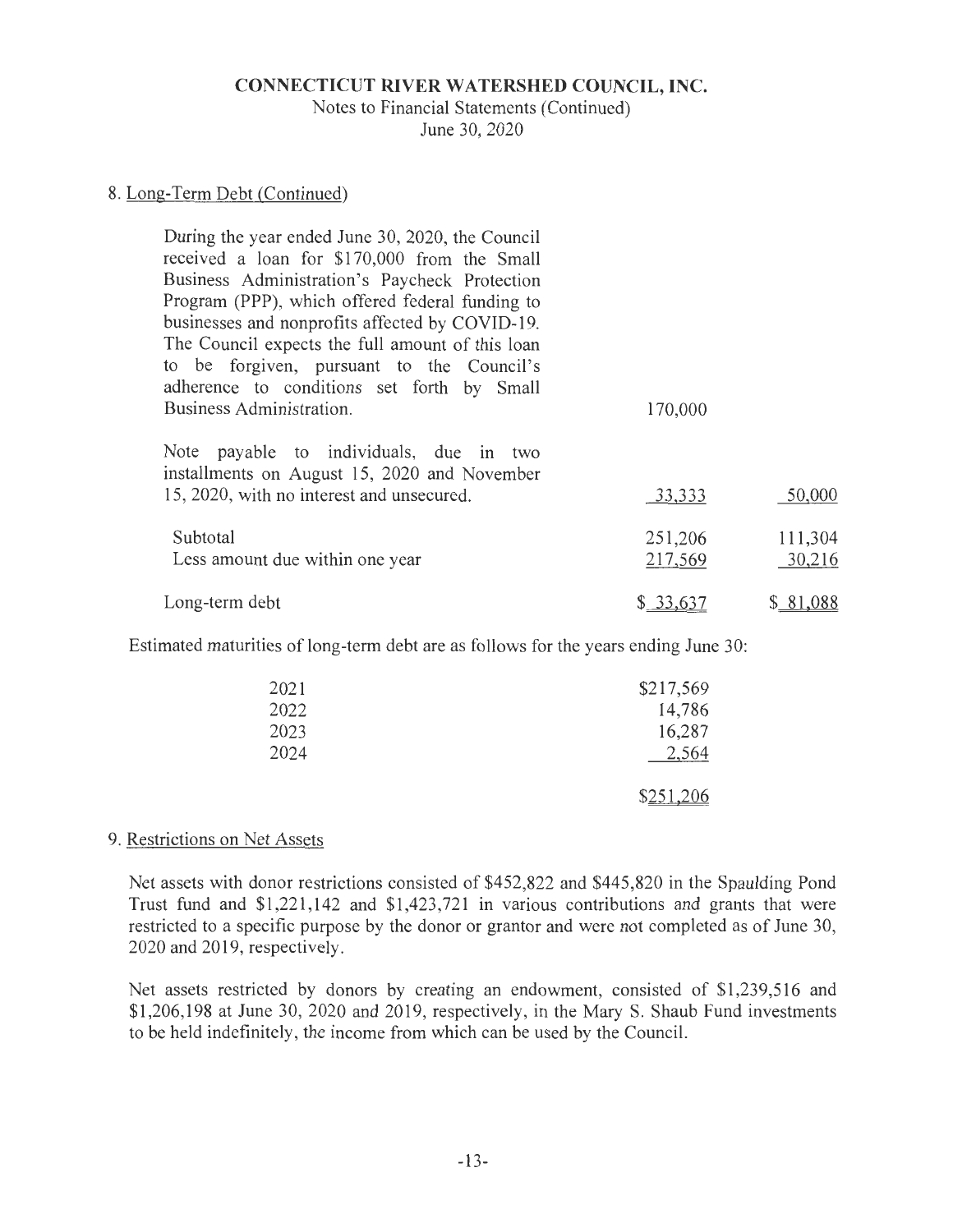# CONNECTICUT RIVER WATERSHED COUNCIL, INC.

Notes to Financial Statements (Continued)
June 30, 2020

## 8. Long-Term Debt (Continued)

| | | |
|---|---|---|
| During the year ended June 30, 2020, the Council received a loan for $170,000 from the Small Business Administration's Paycheck Protection Program (PPP), which offered federal funding to businesses and nonprofits affected by COVID-19. The Council expects the full amount of this loan to be forgiven, pursuant to the Council's adherence to conditions set forth by Small Business Administration. | 170,000 | |
| Note payable to individuals, due in two installments on August 15, 2020 and November 15, 2020, with no interest and unsecured. | 33,333 | 50,000 |
| Subtotal | 251,206 | 111,304 |
| Less amount due within one year | 217,569 | 30,216 |
| Long-term debt | $ 33,637 | $ 81,088 |

Estimated maturities of long-term debt are as follows for the years ending June 30:

| | |
|---|---|
| 2021 | $217,569 |
| 2022 | 14,786 |
| 2023 | 16,287 |
| 2024 | 2,564 |
| | $251,206 |

## 9. Restrictions on Net Assets

Net assets with donor restrictions consisted of $452,822 and $445,820 in the Spaulding Pond Trust fund and $1,221,142 and $1,423,721 in various contributions and grants that were restricted to a specific purpose by the donor or grantor and were not completed as of June 30, 2020 and 2019, respectively.

Net assets restricted by donors by creating an endowment, consisted of $1,239,516 and $1,206,198 at June 30, 2020 and 2019, respectively, in the Mary S. Shaub Fund investments to be held indefinitely, the income from which can be used by the Council.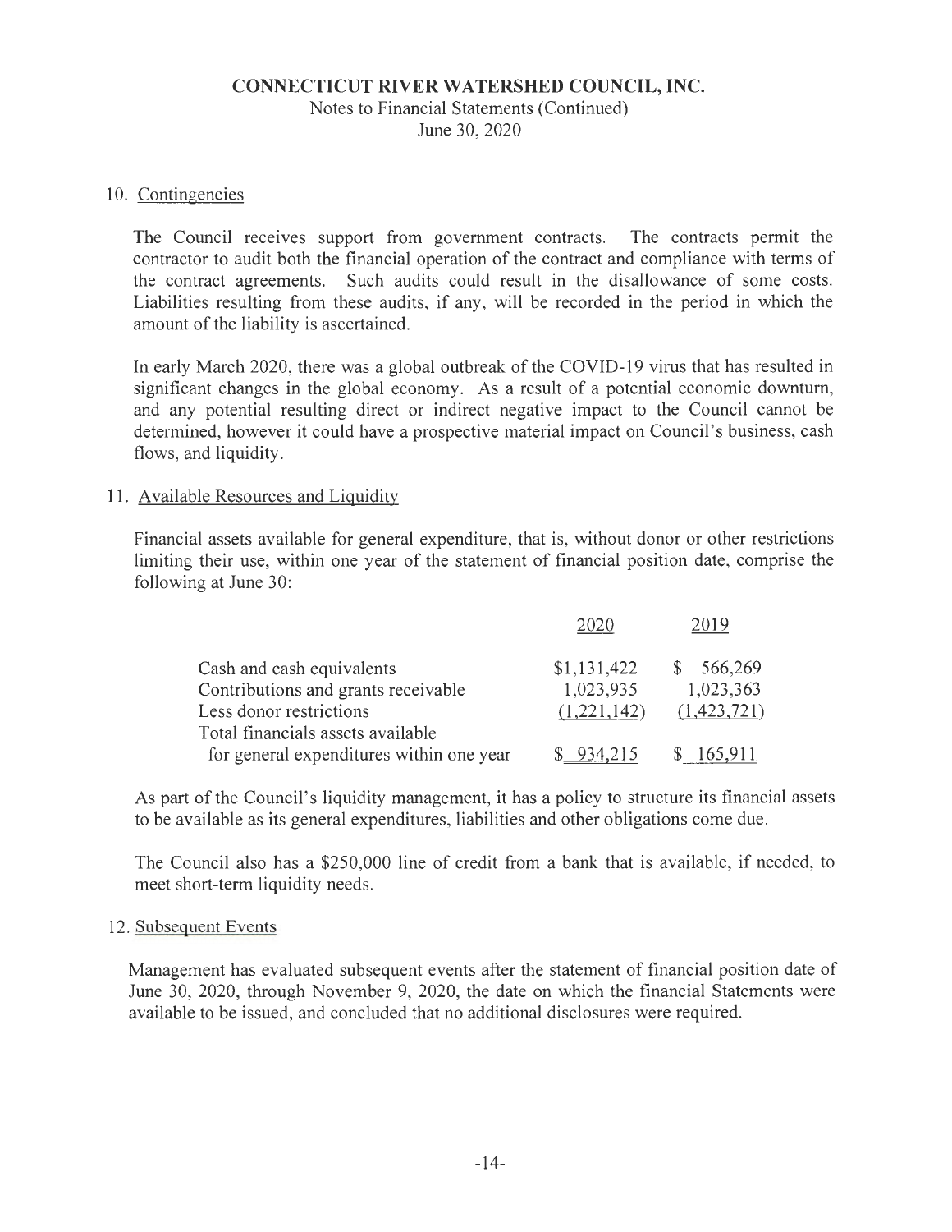# CONNECTICUT RIVER WATERSHED COUNCIL, INC.

Notes to Financial Statements (Continued)
June 30, 2020

## 10. Contingencies

The Council receives support from government contracts. The contracts permit the contractor to audit both the financial operation of the contract and compliance with terms of the contract agreements. Such audits could result in the disallowance of some costs. Liabilities resulting from these audits, if any, will be recorded in the period in which the amount of the liability is ascertained.

In early March 2020, there was a global outbreak of the COVID-19 virus that has resulted in significant changes in the global economy. As a result of a potential economic downturn, and any potential resulting direct or indirect negative impact to the Council cannot be determined, however it could have a prospective material impact on Council's business, cash flows, and liquidity.

## 11. Available Resources and Liquidity

Financial assets available for general expenditure, that is, without donor or other restrictions limiting their use, within one year of the statement of financial position date, comprise the following at June 30:

| | 2020 | 2019 |
|---|---|---|
| Cash and cash equivalents | $1,131,422 | $ 566,269 |
| Contributions and grants receivable | 1,023,935 | 1,023,363 |
| Less donor restrictions | (1,221,142) | (1,423,721) |
| Total financials assets available for general expenditures within one year | $ 934,215 | $ 165,911 |

As part of the Council's liquidity management, it has a policy to structure its financial assets to be available as its general expenditures, liabilities and other obligations come due.

The Council also has a $250,000 line of credit from a bank that is available, if needed, to meet short-term liquidity needs.

## 12. Subsequent Events

Management has evaluated subsequent events after the statement of financial position date of June 30, 2020, through November 9, 2020, the date on which the financial Statements were available to be issued, and concluded that no additional disclosures were required.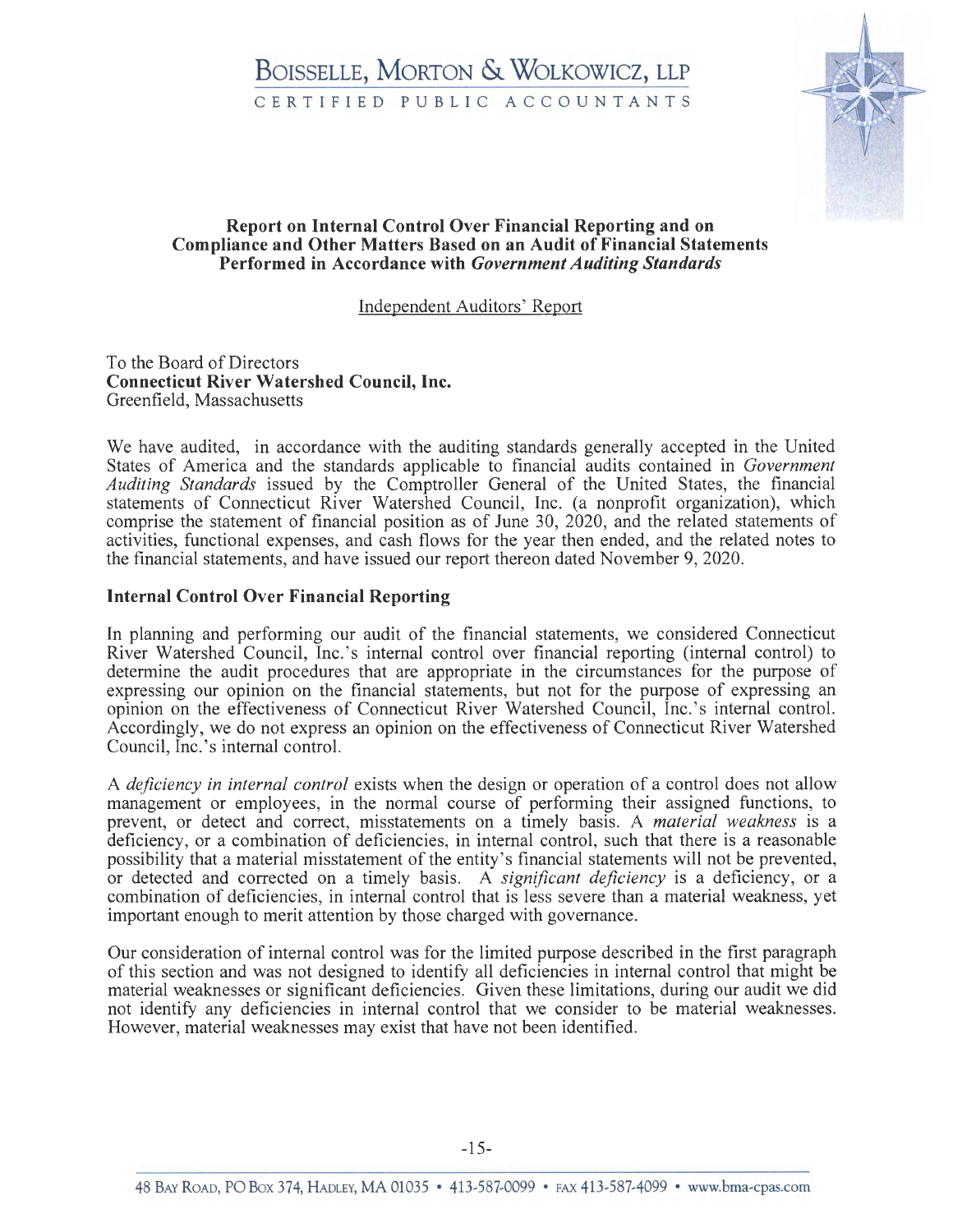# BOISSELLE, MORTON & WOLKOWICZ, LLP

CERTIFIED PUBLIC ACCOUNTANTS

**Report on Internal Control Over Financial Reporting and on Compliance and Other Matters Based on an Audit of Financial Statements Performed in Accordance with *Government Auditing Standards***

Independent Auditors' Report

To the Board of Directors
**Connecticut River Watershed Council, Inc.**
Greenfield, Massachusetts

We have audited, in accordance with the auditing standards generally accepted in the United States of America and the standards applicable to financial audits contained in *Government Auditing Standards* issued by the Comptroller General of the United States, the financial statements of Connecticut River Watershed Council, Inc. (a nonprofit organization), which comprise the statement of financial position as of June 30, 2020, and the related statements of activities, functional expenses, and cash flows for the year then ended, and the related notes to the financial statements, and have issued our report thereon dated November 9, 2020.

## Internal Control Over Financial Reporting

In planning and performing our audit of the financial statements, we considered Connecticut River Watershed Council, Inc.'s internal control over financial reporting (internal control) to determine the audit procedures that are appropriate in the circumstances for the purpose of expressing our opinion on the financial statements, but not for the purpose of expressing an opinion on the effectiveness of Connecticut River Watershed Council, Inc.'s internal control. Accordingly, we do not express an opinion on the effectiveness of Connecticut River Watershed Council, Inc.'s internal control.

A *deficiency in internal control* exists when the design or operation of a control does not allow management or employees, in the normal course of performing their assigned functions, to prevent, or detect and correct, misstatements on a timely basis. A *material weakness* is a deficiency, or a combination of deficiencies, in internal control, such that there is a reasonable possibility that a material misstatement of the entity's financial statements will not be prevented, or detected and corrected on a timely basis. A *significant deficiency* is a deficiency, or a combination of deficiencies, in internal control that is less severe than a material weakness, yet important enough to merit attention by those charged with governance.

Our consideration of internal control was for the limited purpose described in the first paragraph of this section and was not designed to identify all deficiencies in internal control that might be material weaknesses or significant deficiencies. Given these limitations, during our audit we did not identify any deficiencies in internal control that we consider to be material weaknesses. However, material weaknesses may exist that have not been identified.

48 BAY ROAD, PO BOX 374, HADLEY, MA 01035 • 413-587-0099 • FAX 413-587-4099 • www.bma-cpas.com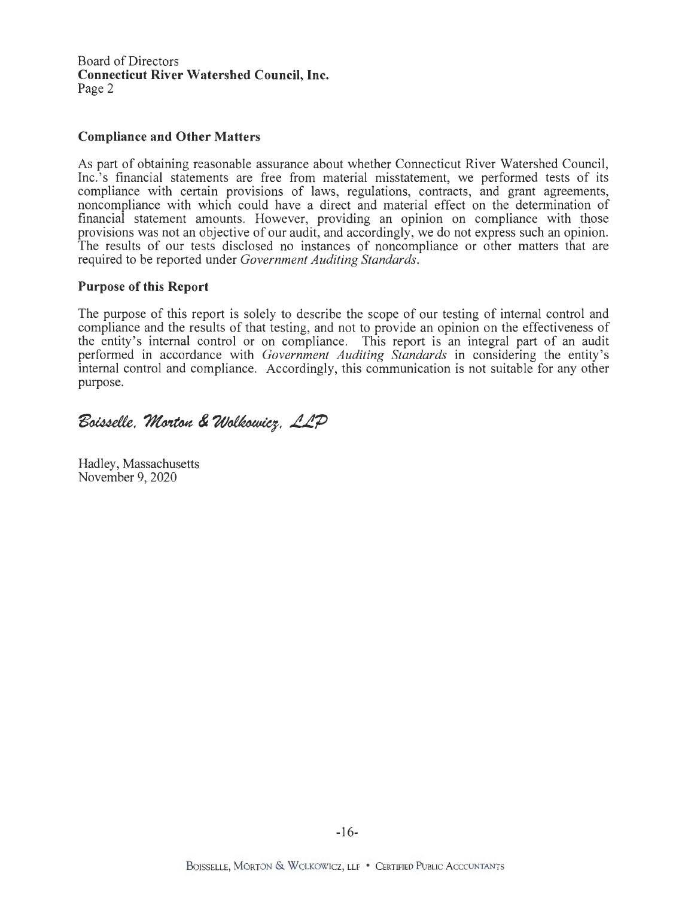Board of Directors
**Connecticut River Watershed Council, Inc.**
Page 2

**Compliance and Other Matters**

As part of obtaining reasonable assurance about whether Connecticut River Watershed Council, Inc.'s financial statements are free from material misstatement, we performed tests of its compliance with certain provisions of laws, regulations, contracts, and grant agreements, noncompliance with which could have a direct and material effect on the determination of financial statement amounts. However, providing an opinion on compliance with those provisions was not an objective of our audit, and accordingly, we do not express such an opinion. The results of our tests disclosed no instances of noncompliance or other matters that are required to be reported under *Government Auditing Standards*.

**Purpose of this Report**

The purpose of this report is solely to describe the scope of our testing of internal control and compliance and the results of that testing, and not to provide an opinion on the effectiveness of the entity's internal control or on compliance. This report is an integral part of an audit performed in accordance with *Government Auditing Standards* in considering the entity's internal control and compliance. Accordingly, this communication is not suitable for any other purpose.

*Boisselle, Morton & Wolkowicz, LLP*

Hadley, Massachusetts
November 9, 2020